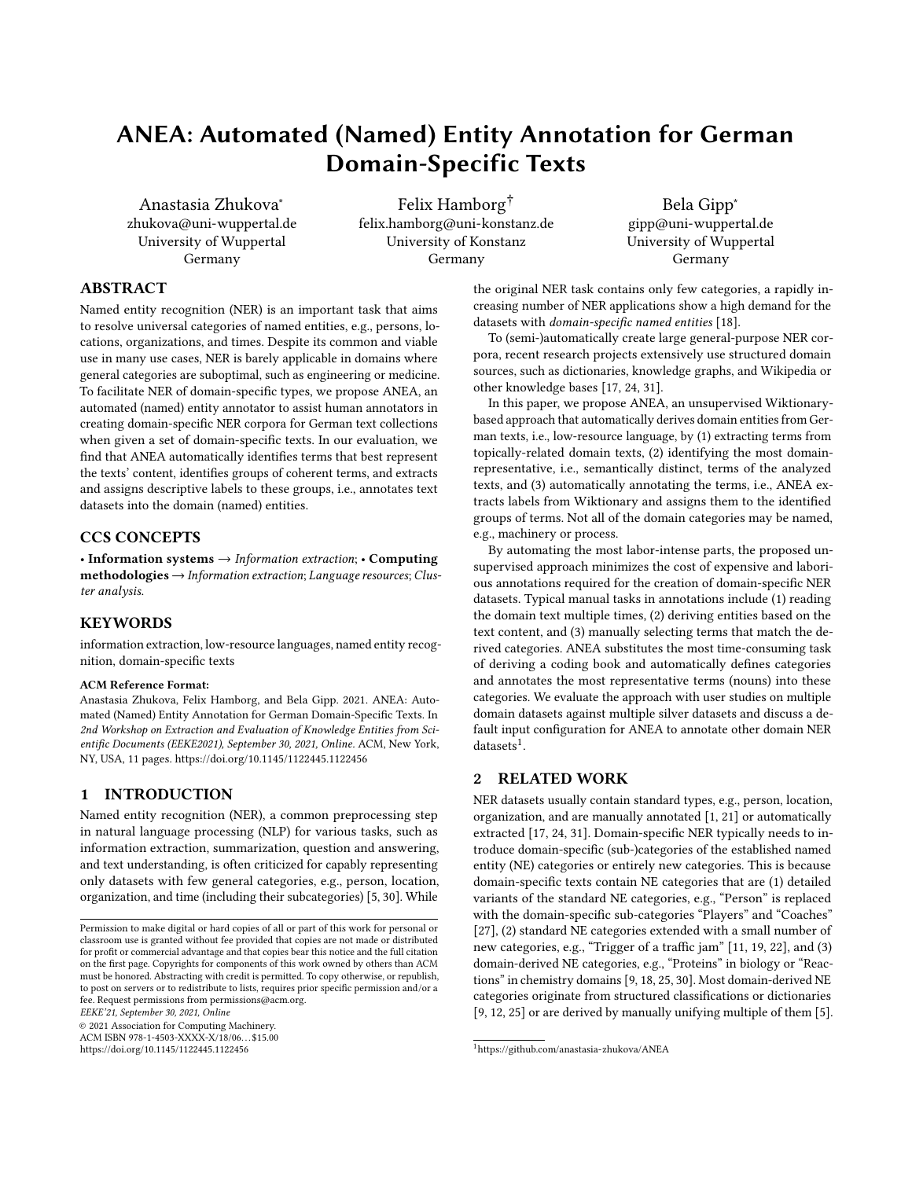# ANEA: Automated (Named) Entity Annotation for German Domain-Specific Texts

Anastasia Zhukova[*]
zhukova@uni-wuppertal.de
University of Wuppertal
Germany

Felix Hamborg[†]
felix.hamborg@uni-konstanz.de
University of Konstanz
Germany

Bela Gipp[*]
gipp@uni-wuppertal.de
University of Wuppertal
Germany

## ABSTRACT

Named entity recognition (NER) is an important task that aims to resolve universal categories of named entities, e.g., persons, locations, organizations, and times. Despite its common and viable use in many use cases, NER is barely applicable in domains where general categories are suboptimal, such as engineering or medicine. To facilitate NER of domain-specific types, we propose ANEA, an automated (named) entity annotator to assist human annotators in creating domain-specific NER corpora for German text collections when given a set of domain-specific texts. In our evaluation, we find that ANEA automatically identifies terms that best represent the texts' content, identifies groups of coherent terms, and extracts and assigns descriptive labels to these groups, i.e., annotates text datasets into the domain (named) entities.

## CCS CONCEPTS

• **Information systems** → *Information extraction*; • **Computing methodologies** → *Information extraction*; *Language resources*; *Cluster analysis*.

## KEYWORDS

information extraction, low-resource languages, named entity recognition, domain-specific texts

**ACM Reference Format:**
Anastasia Zhukova, Felix Hamborg, and Bela Gipp. 2021. ANEA: Automated (Named) Entity Annotation for German Domain-Specific Texts. In *2nd Workshop on Extraction and Evaluation of Knowledge Entities from Scientific Documents (EEKE2021), September 30, 2021, Online.* ACM, New York, NY, USA, 11 pages. https://doi.org/10.1145/1122445.1122456

## 1 INTRODUCTION

Named entity recognition (NER), a common preprocessing step in natural language processing (NLP) for various tasks, such as information extraction, summarization, question and answering, and text understanding, is often criticized for capably representing only datasets with few general categories, e.g., person, location, organization, and time (including their subcategories) [5, 30]. While the original NER task contains only few categories, a rapidly increasing number of NER applications show a high demand for the datasets with *domain-specific named entities* [18].

To (semi-)automatically create large general-purpose NER corpora, recent research projects extensively use structured domain sources, such as dictionaries, knowledge graphs, and Wikipedia or other knowledge bases [17, 24, 31].

In this paper, we propose ANEA, an unsupervised Wiktionary-based approach that automatically derives domain entities from German texts, i.e., low-resource language, by (1) extracting terms from topically-related domain texts, (2) identifying the most domain-representative, i.e., semantically distinct, terms of the analyzed texts, and (3) automatically annotating the terms, i.e., ANEA extracts labels from Wiktionary and assigns them to the identified groups of terms. Not all of the domain categories may be named, e.g., machinery or process.

By automating the most labor-intense parts, the proposed unsupervised approach minimizes the cost of expensive and laborious annotations required for the creation of domain-specific NER datasets. Typical manual tasks in annotations include (1) reading the domain text multiple times, (2) deriving entities based on the text content, and (3) manually selecting terms that match the derived categories. ANEA substitutes the most time-consuming task of deriving a coding book and automatically defines categories and annotates the most representative terms (nouns) into these categories. We evaluate the approach with user studies on multiple domain datasets against multiple silver datasets and discuss a default input configuration for ANEA to annotate other domain NER datasets[1].

## 2 RELATED WORK

NER datasets usually contain standard types, e.g., person, location, organization, and are manually annotated [1, 21] or automatically extracted [17, 24, 31]. Domain-specific NER typically needs to introduce domain-specific (sub-)categories of the established named entity (NE) categories or entirely new categories. This is because domain-specific texts contain NE categories that are (1) detailed variants of the standard NE categories, e.g., "Person" is replaced with the domain-specific sub-categories "Players" and "Coaches" [27], (2) standard NE categories extended with a small number of new categories, e.g., "Trigger of a traffic jam" [11, 19, 22], and (3) domain-derived NE categories, e.g., "Proteins" in biology or "Reactions" in chemistry domains [9, 18, 25, 30]. Most domain-derived NE categories originate from structured classifications or dictionaries [9, 12, 25] or are derived by manually unifying multiple of them [5].

---

Permission to make digital or hard copies of all or part of this work for personal or classroom use is granted without fee provided that copies are not made or distributed for profit or commercial advantage and that copies bear this notice and the full citation on the first page. Copyrights for components of this work owned by others than ACM must be honored. Abstracting with credit is permitted. To copy otherwise, or republish, to post on servers or to redistribute to lists, requires prior specific permission and/or a fee. Request permissions from permissions@acm.org.
*EEKE'21, September 30, 2021, Online*
© 2021 Association for Computing Machinery.
ACM ISBN 978-1-4503-XXXX-X/18/06...$15.00
https://doi.org/10.1145/1122445.1122456

[1] https://github.com/anastasia-zhukova/ANEA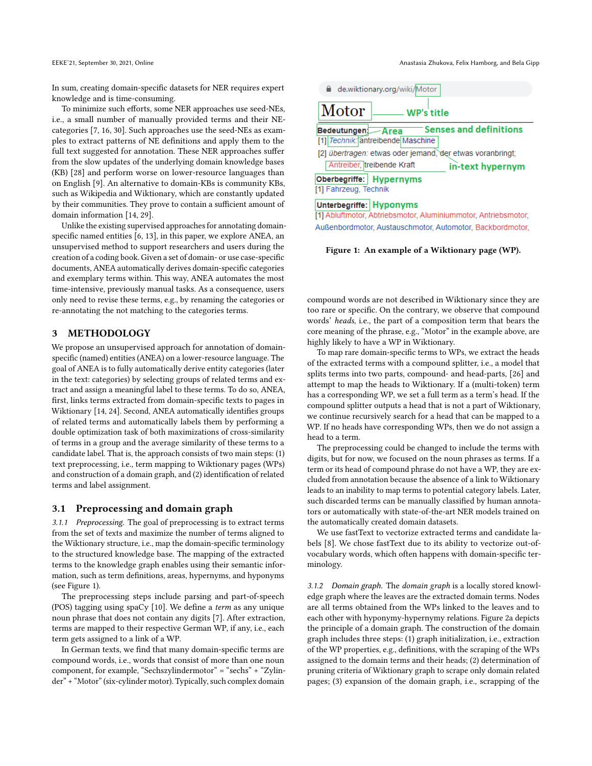In sum, creating domain-specific datasets for NER requires expert knowledge and is time-consuming.

To minimize such efforts, some NER approaches use seed-NEs, i.e., a small number of manually provided terms and their NE-categories [7, 16, 30]. Such approaches use the seed-NEs as examples to extract patterns of NE definitions and apply them to the full text suggested for annotation. These NER approaches suffer from the slow updates of the underlying domain knowledge bases (KB) [28] and perform worse on lower-resource languages than on English [9]. An alternative to domain-KBs is community KBs, such as Wikipedia and Wiktionary, which are constantly updated by their communities. They prove to contain a sufficient amount of domain information [14, 29].

Unlike the existing supervised approaches for annotating domain-specific named entities [6, 13], in this paper, we explore ANEA, an unsupervised method to support researchers and users during the creation of a coding book. Given a set of domain- or use case-specific documents, ANEA automatically derives domain-specific categories and exemplary terms within. This way, ANEA automates the most time-intensive, previously manual tasks. As a consequence, users only need to revise these terms, e.g., by renaming the categories or re-annotating the not matching to the categories terms.

## 3 METHODOLOGY

We propose an unsupervised approach for annotation of domain-specific (named) entities (ANEA) on a lower-resource language. The goal of ANEA is to fully automatically derive entity categories (later in the text: categories) by selecting groups of related terms and extract and assign a meaningful label to these terms. To do so, ANEA, first, links terms extracted from domain-specific texts to pages in Wiktionary [14, 24]. Second, ANEA automatically identifies groups of related terms and automatically labels them by performing a double optimization task of both maximizations of cross-similarity of terms in a group and the average similarity of these terms to a candidate label. That is, the approach consists of two main steps: (1) text preprocessing, i.e., term mapping to Wiktionary pages (WPs) and construction of a domain graph, and (2) identification of related terms and label assignment.

### 3.1 Preprocessing and domain graph

*3.1.1 Preprocessing.* The goal of preprocessing is to extract terms from the set of texts and maximize the number of terms aligned to the Wiktionary structure, i.e., map the domain-specific terminology to the structured knowledge base. The mapping of the extracted terms to the knowledge graph enables using their semantic information, such as term definitions, areas, hypernyms, and hyponyms (see Figure 1).

The preprocessing steps include parsing and part-of-speech (POS) tagging using spaCy [10]. We define a *term* as any unique noun phrase that does not contain any digits [7]. After extraction, terms are mapped to their respective German WP, if any, i.e., each term gets assigned to a link of a WP.

In German texts, we find that many domain-specific terms are compound words, i.e., words that consist of more than one noun component, for example, "Sechszylindermotor" = "sechs" + "Zylinder" + "Motor" (six-cylinder motor). Typically, such complex domain

de.wiktionary.org/wiki/Motor

Motor — WP's title

Bedeutungen: — Area — Senses and definitions
[1] Technik: antreibende Maschine
[2] übertragen: etwas oder jemand, der etwas voranbringt;
Antreiber, treibende Kraft — in-text hypernym

Oberbegriffe: Hypernyms
[1] Fahrzeug, Technik

Unterbegriffe: Hyponyms
[1] Abluftmotor, Abtriebsmotor, Aluminiummotor, Antriebsmotor, Außenbordmotor, Austauschmotor, Automotor, Backbordmotor,

**Figure 1: An example of a Wiktionary page (WP).**

compound words are not described in Wiktionary since they are too rare or specific. On the contrary, we observe that compound words' *heads*, i.e., the part of a composition term that bears the core meaning of the phrase, e.g., "Motor" in the example above, are highly likely to have a WP in Wiktionary.

To map rare domain-specific terms to WPs, we extract the heads of the extracted terms with a compound splitter, i.e., a model that splits terms into two parts, compound- and head-parts, [26] and attempt to map the heads to Wiktionary. If a (multi-token) term has a corresponding WP, we set a full term as a term's head. If the compound splitter outputs a head that is not a part of Wiktionary, we continue recursively search for a head that can be mapped to a WP. If no heads have corresponding WPs, then we do not assign a head to a term.

The preprocessing could be changed to include the terms with digits, but for now, we focused on the noun phrases as terms. If a term or its head of compound phrase do not have a WP, they are excluded from annotation because the absence of a link to Wiktionary leads to an inability to map terms to potential category labels. Later, such discarded terms can be manually classified by human annotators or automatically with state-of-the-art NER models trained on the automatically created domain datasets.

We use fastText to vectorize extracted terms and candidate labels [8]. We chose fastText due to its ability to vectorize out-of-vocabulary words, which often happens with domain-specific terminology.

*3.1.2 Domain graph.* The *domain graph* is a locally stored knowledge graph where the leaves are the extracted domain terms. Nodes are all terms obtained from the WPs linked to the leaves and to each other with hyponymy-hypernymy relations. Figure 2a depicts the principle of a domain graph. The construction of the domain graph includes three steps: (1) graph initialization, i.e., extraction of the WP properties, e.g., definitions, with the scraping of the WPs assigned to the domain terms and their heads; (2) determination of pruning criteria of Wiktionary graph to scrape only domain related pages; (3) expansion of the domain graph, i.e., scrapping of the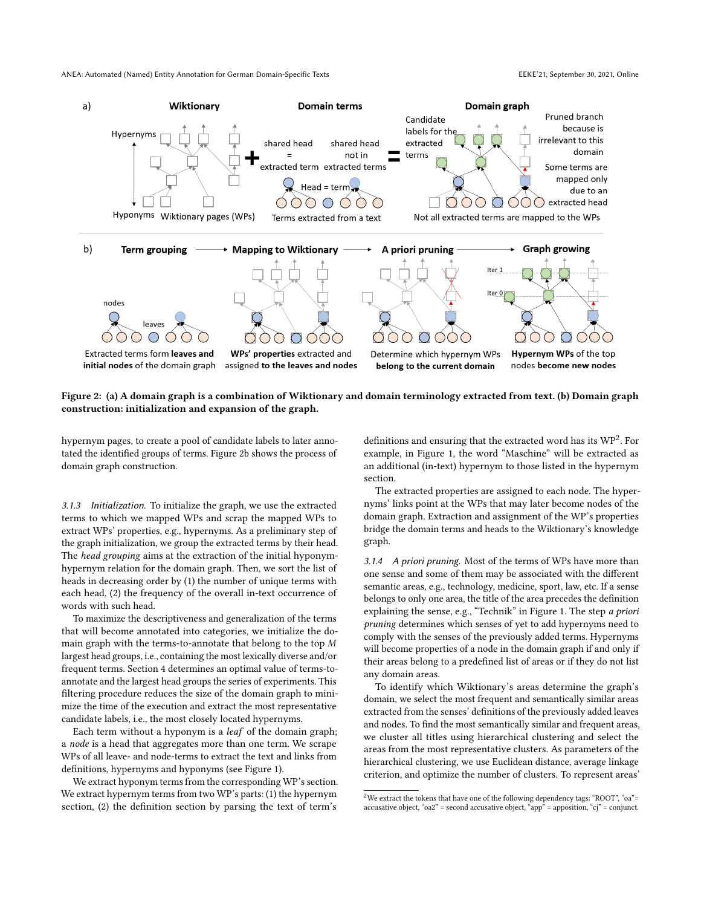**Figure 2: (a) A domain graph is a combination of Wiktionary and domain terminology extracted from text. (b) Domain graph construction: initialization and expansion of the graph.**

hypernym pages, to create a pool of candidate labels to later annotated the identified groups of terms. Figure 2b shows the process of domain graph construction.

*3.1.3 Initialization.* To initialize the graph, we use the extracted terms to which we mapped WPs and scrap the mapped WPs to extract WPs' properties, e.g., hypernyms. As a preliminary step of the graph initialization, we group the extracted terms by their head. The *head grouping* aims at the extraction of the initial hyponym-hypernym relation for the domain graph. Then, we sort the list of heads in decreasing order by (1) the number of unique terms with each head, (2) the frequency of the overall in-text occurrence of words with such head.

To maximize the descriptiveness and generalization of the terms that will become annotated into categories, we initialize the domain graph with the terms-to-annotate that belong to the top $M$ largest head groups, i.e., containing the most lexically diverse and/or frequent terms. Section 4 determines an optimal value of terms-to-annotate and the largest head groups the series of experiments. This filtering procedure reduces the size of the domain graph to minimize the time of the execution and extract the most representative candidate labels, i.e., the most closely located hypernyms.

Each term without a hyponym is a *leaf* of the domain graph; a *node* is a head that aggregates more than one term. We scrape WPs of all leave- and node-terms to extract the text and links from definitions, hypernyms and hyponyms (see Figure 1).

We extract hyponym terms from the corresponding WP's section. We extract hypernym terms from two WP's parts: (1) the hypernym section, (2) the definition section by parsing the text of term's definitions and ensuring that the extracted word has its WP[2]. For example, in Figure 1, the word “Maschine” will be extracted as an additional (in-text) hypernym to those listed in the hypernym section.

The extracted properties are assigned to each node. The hypernyms' links point at the WPs that may later become nodes of the domain graph. Extraction and assignment of the WP's properties bridge the domain terms and heads to the Wiktionary's knowledge graph.

*3.1.4 A priori pruning.* Most of the terms of WPs have more than one sense and some of them may be associated with the different semantic areas, e.g., technology, medicine, sport, law, etc. If a sense belongs to only one area, the title of the area precedes the definition explaining the sense, e.g., “Technik” in Figure 1. The step *a priori pruning* determines which senses of yet to add hypernyms need to comply with the senses of the previously added terms. Hypernyms will become properties of a node in the domain graph if and only if their areas belong to a predefined list of areas or if they do not list any domain areas.

To identify which Wiktionary's areas determine the graph's domain, we select the most frequent and semantically similar areas extracted from the senses' definitions of the previously added leaves and nodes. To find the most semantically similar and frequent areas, we cluster all titles using hierarchical clustering and select the areas from the most representative clusters. As parameters of the hierarchical clustering, we use Euclidean distance, average linkage criterion, and optimize the number of clusters. To represent areas'

[2]We extract the tokens that have one of the following dependency tags: “ROOT”, “oa”= accusative object, “oa2” = second accusative object, “app” = apposition, “cj” = conjunct.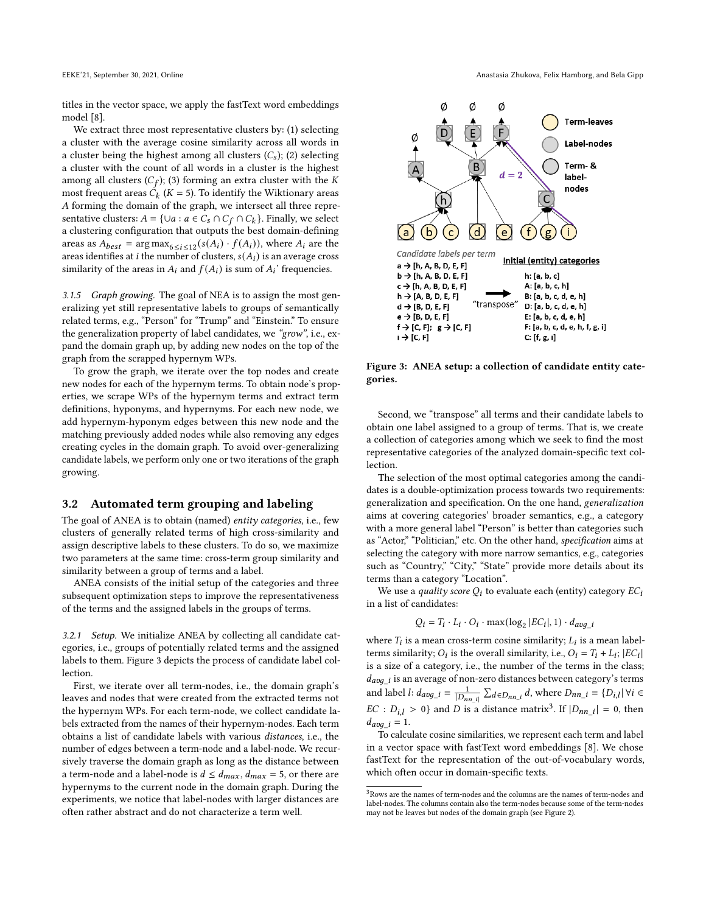titles in the vector space, we apply the fastText word embeddings model [8].

We extract three most representative clusters by: (1) selecting a cluster with the average cosine similarity across all words in a cluster being the highest among all clusters ($C_s$); (2) selecting a cluster with the count of all words in a cluster is the highest among all clusters ($C_f$); (3) forming an extra cluster with the $K$ most frequent areas $C_k$ ($K = 5$). To identify the Wiktionary areas $A$ forming the domain of the graph, we intersect all three representative clusters: $A = \{\cup a : a \in C_s \cap C_f \cap C_k\}$. Finally, we select a clustering configuration that outputs the best domain-defining areas as $A_{best} = \arg\max_{6 \leq i \leq 12}(s(A_i) \cdot f(A_i))$, where $A_i$ are the areas identifies at $i$ the number of clusters, $s(A_i)$ is an average cross similarity of the areas in $A_i$ and $f(A_i)$ is sum of $A_i$' frequencies.

*3.1.5 Graph growing.* The goal of NEA is to assign the most generalizing yet still representative labels to groups of semantically related terms, e.g., "Person" for "Trump" and "Einstein." To ensure the generalization property of label candidates, we *"grow"*, i.e., expand the domain graph up, by adding new nodes on the top of the graph from the scrapped hypernym WPs.

To grow the graph, we iterate over the top nodes and create new nodes for each of the hypernym terms. To obtain node's properties, we scrape WPs of the hypernym terms and extract term definitions, hyponyms, and hypernyms. For each new node, we add hypernym-hyponym edges between this new node and the matching previously added nodes while also removing any edges creating cycles in the domain graph. To avoid over-generalizing candidate labels, we perform only one or two iterations of the graph growing.

## 3.2 Automated term grouping and labeling

The goal of ANEA is to obtain (named) *entity categories*, i.e., few clusters of generally related terms of high cross-similarity and assign descriptive labels to these clusters. To do so, we maximize two parameters at the same time: cross-term group similarity and similarity between a group of terms and a label.

ANEA consists of the initial setup of the categories and three subsequent optimization steps to improve the representativeness of the terms and the assigned labels in the groups of terms.

*3.2.1 Setup.* We initialize ANEA by collecting all candidate categories, i.e., groups of potentially related terms and the assigned labels to them. Figure 3 depicts the process of candidate label collection.

First, we iterate over all term-nodes, i.e., the domain graph's leaves and nodes that were created from the extracted terms not the hypernym WPs. For each term-node, we collect candidate labels extracted from the names of their hypernym-nodes. Each term obtains a list of candidate labels with various *distances*, i.e., the number of edges between a term-node and a label-node. We recursively traverse the domain graph as long as the distance between a term-node and a label-node is $d \leq d_{max}$, $d_{max} = 5$, or there are hypernyms to the current node in the domain graph. During the experiments, we notice that label-nodes with larger distances are often rather abstract and do not characterize a term well.

Figure 3: ANEA setup: a collection of candidate entity categories.

Second, we "transpose" all terms and their candidate labels to obtain one label assigned to a group of terms. That is, we create a collection of categories among which we seek to find the most representative categories of the analyzed domain-specific text collection.

The selection of the most optimal categories among the candidates is a double-optimization process towards two requirements: generalization and specification. On the one hand, *generalization* aims at covering categories' broader semantics, e.g., a category with a more general label "Person" is better than categories such as "Actor," "Politician," etc. On the other hand, *specification* aims at selecting the category with more narrow semantics, e.g., categories such as "Country," "City," "State" provide more details about its terms than a category "Location".

We use a *quality score* $Q_i$ to evaluate each (entity) category $EC_i$ in a list of candidates:

$$Q_i = T_i \cdot L_i \cdot O_i \cdot \max(\log_2 |EC_i|, 1) \cdot d_{avg\_i}$$

where $T_i$ is a mean cross-term cosine similarity; $L_i$ is a mean label-terms similarity; $O_i$ is the overall similarity, i.e., $O_i = T_i + L_i$; $|EC_i|$ is a size of a category, i.e., the number of the terms in the class; $d_{avg\_i}$ is an average of non-zero distances between category's terms and label $l$: $d_{avg\_i} = \frac{1}{|D_{nn\_i}|}\sum_{d \in D_{nn\_i}} d$, where $D_{nn\_i} = \{D_{i,l} | \forall i \in EC : D_{i,l} > 0\}$ and $D$ is a distance matrix[3]. If $|D_{nn\_i}| = 0$, then $d_{avg\_i} = 1$.

To calculate cosine similarities, we represent each term and label in a vector space with fastText word embeddings [8]. We chose fastText for the representation of the out-of-vocabulary words, which often occur in domain-specific texts.

[3] Rows are the names of term-nodes and the columns are the names of term-nodes and label-nodes. The columns contain also the term-nodes because some of the term-nodes may not be leaves but nodes of the domain graph (see Figure 2).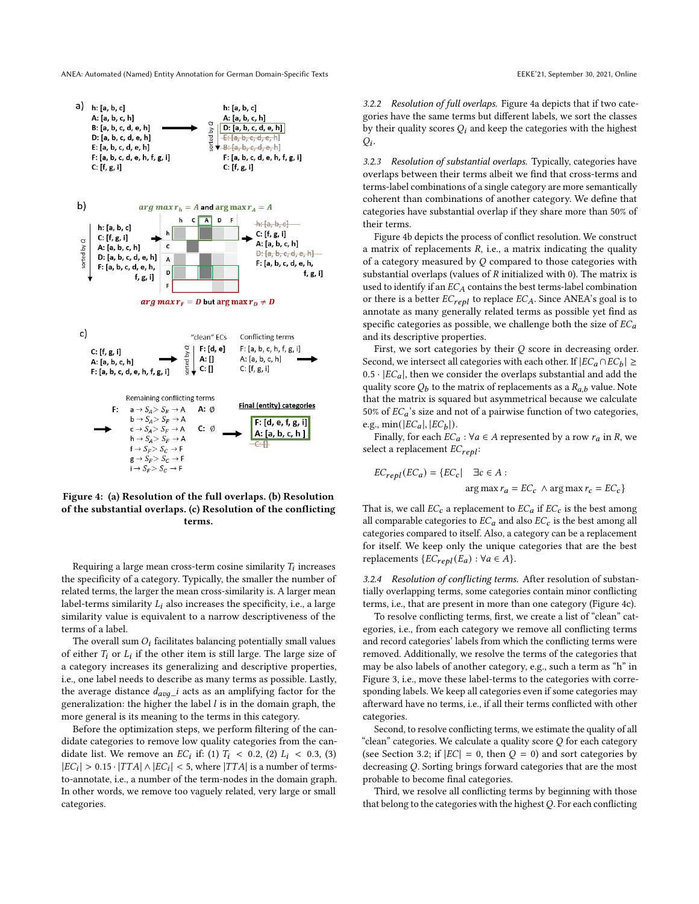Figure 4: (a) Resolution of the full overlaps. (b) Resolution of the substantial overlaps. (c) Resolution of the conflicting terms.

Requiring a large mean cross-term cosine similarity $T_i$ increases the specificity of a category. Typically, the smaller the number of related terms, the larger the mean cross-similarity is. A larger mean label-terms similarity $L_i$ also increases the specificity, i.e., a large similarity value is equivalent to a narrow descriptiveness of the terms of a label.

The overall sum $O_i$ facilitates balancing potentially small values of either $T_i$ or $L_i$ if the other item is still large. The large size of a category increases its generalizing and descriptive properties, i.e., one label needs to describe as many terms as possible. Lastly, the average distance $d_{avg}\_i$ acts as an amplifying factor for the generalization: the higher the label $l$ is in the domain graph, the more general is its meaning to the terms in this category.

Before the optimization steps, we perform filtering of the candidate categories to remove low quality categories from the candidate list. We remove an $EC_i$ if: (1) $T_i < 0.2$, (2) $L_i < 0.3$, (3) $|EC_i| > 0.15 \cdot |TTA| \wedge |EC_i| < 5$, where $|TTA|$ is a number of terms-to-annotate, i.e., a number of the term-nodes in the domain graph. In other words, we remove too vaguely related, very large or small categories.

#### 3.2.2 Resolution of full overlaps.

Figure 4a depicts that if two categories have the same terms but different labels, we sort the classes by their quality scores $Q_i$ and keep the categories with the highest $Q_i$.

#### 3.2.3 Resolution of substantial overlaps.

Typically, categories have overlaps between their terms albeit we find that cross-terms and terms-label combinations of a single category are more semantically coherent than combinations of another category. We define that categories have substantial overlap if they share more than 50% of their terms.

Figure 4b depicts the process of conflict resolution. We construct a matrix of replacements $R$, i.e., a matrix indicating the quality of a category measured by $Q$ compared to those categories with substantial overlaps (values of $R$ initialized with 0). The matrix is used to identify if an $EC_A$ contains the best terms-label combination or there is a better $EC_{repl}$ to replace $EC_A$. Since ANEA's goal is to annotate as many generally related terms as possible yet find as specific categories as possible, we challenge both the size of $EC_a$ and its descriptive properties.

First, we sort categories by their $Q$ score in decreasing order. Second, we intersect all categories with each other. If $|EC_a \cap EC_b| \geq 0.5 \cdot |EC_a|$, then we consider the overlaps substantial and add the quality score $Q_b$ to the matrix of replacements as a $R_{a,b}$ value. Note that the matrix is squared but asymmetrical because we calculate 50% of $EC_a$'s size and not of a pairwise function of two categories, e.g., $\min(|EC_a|, |EC_b|)$.

Finally, for each $EC_a : \forall a \in A$ represented by a row $r_a$ in $R$, we select a replacement $EC_{repl}$:

$$EC_{repl}(EC_a) = \{EC_c | \quad \exists c \in A : \arg\max r_a = EC_c \wedge \arg\max r_c = EC_c\}$$

That is, we call $EC_c$ a replacement to $EC_a$ if $EC_c$ is the best among all comparable categories to $EC_a$ and also $EC_c$ is the best among all categories compared to itself. Also, a category can be a replacement for itself. We keep only the unique categories that are the best replacements $\{EC_{repl}(E_a) : \forall a \in A\}$.

#### 3.2.4 Resolution of conflicting terms.

After resolution of substantially overlapping terms, some categories contain minor conflicting terms, i.e., that are present in more than one category (Figure 4c).

To resolve conflicting terms, first, we create a list of "clean" categories, i.e., from each category we remove all conflicting terms and record categories' labels from which the conflicting terms were removed. Additionally, we resolve the terms of the categories that may be also labels of another category, e.g., such a term as "h" in Figure 3, i.e., move these label-terms to the categories with corresponding labels. We keep all categories even if some categories may afterward have no terms, i.e., if all their terms conflicted with other categories.

Second, to resolve conflicting terms, we estimate the quality of all "clean" categories. We calculate a quality score $Q$ for each category (see Section 3.2; if $|EC| = 0$, then $Q = 0$) and sort categories by decreasing $Q$. Sorting brings forward categories that are the most probable to become final categories.

Third, we resolve all conflicting terms by beginning with those that belong to the categories with the highest $Q$. For each conflicting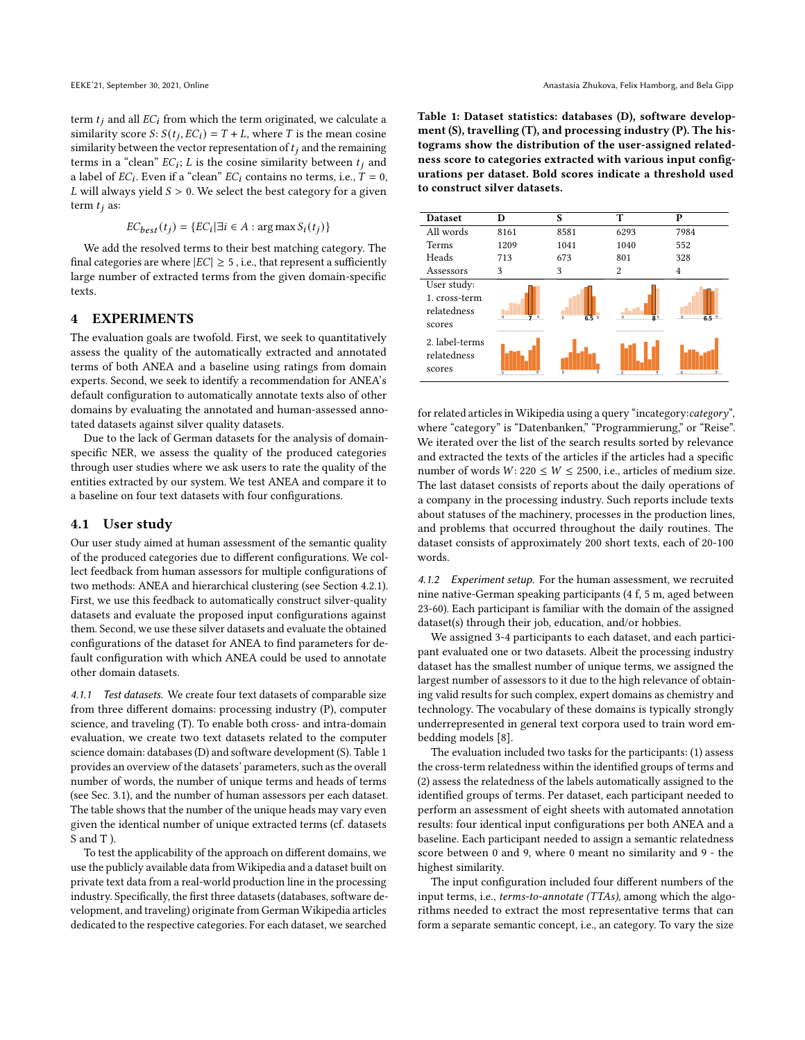term $t_j$ and all $EC_i$ from which the term originated, we calculate a similarity score $S$: $S(t_j, EC_i) = T + L$, where $T$ is the mean cosine similarity between the vector representation of $t_j$ and the remaining terms in a "clean" $EC_i$; $L$ is the cosine similarity between $t_j$ and a label of $EC_i$. Even if a "clean" $EC_i$ contains no terms, i.e., $T = 0$, $L$ will always yield $S > 0$. We select the best category for a given term $t_j$ as:

$$EC_{best}(t_j) = \{EC_i | \exists i \in A : \arg\max S_i(t_j)\}$$

We add the resolved terms to their best matching category. The final categories are where $|EC| \geq 5$ , i.e., that represent a sufficiently large number of extracted terms from the given domain-specific texts.

## 4 EXPERIMENTS

The evaluation goals are twofold. First, we seek to quantitatively assess the quality of the automatically extracted and annotated terms of both ANEA and a baseline using ratings from domain experts. Second, we seek to identify a recommendation for ANEA's default configuration to automatically annotate texts also of other domains by evaluating the annotated and human-assessed annotated datasets against silver quality datasets.

Due to the lack of German datasets for the analysis of domain-specific NER, we assess the quality of the produced categories through user studies where we ask users to rate the quality of the entities extracted by our system. We test ANEA and compare it to a baseline on four text datasets with four configurations.

### 4.1 User study

Our user study aimed at human assessment of the semantic quality of the produced categories due to different configurations. We collect feedback from human assessors for multiple configurations of two methods: ANEA and hierarchical clustering (see Section 4.2.1). First, we use this feedback to automatically construct silver-quality datasets and evaluate the proposed input configurations against them. Second, we use these silver datasets and evaluate the obtained configurations of the dataset for ANEA to find parameters for default configuration with which ANEA could be used to annotate other domain datasets.

*4.1.1 Test datasets.* We create four text datasets of comparable size from three different domains: processing industry (P), computer science, and traveling (T). To enable both cross- and intra-domain evaluation, we create two text datasets related to the computer science domain: databases (D) and software development (S). Table 1 provides an overview of the datasets' parameters, such as the overall number of words, the number of unique terms and heads of terms (see Sec. 3.1), and the number of human assessors per each dataset. The table shows that the number of the unique heads may vary even given the identical number of unique extracted terms (cf. datasets S and T ).

To test the applicability of the approach on different domains, we use the publicly available data from Wikipedia and a dataset built on private text data from a real-world production line in the processing industry. Specifically, the first three datasets (databases, software development, and traveling) originate from German Wikipedia articles dedicated to the respective categories. For each dataset, we searched for related articles in Wikipedia using a query "incategory:*category*", where "category" is "Datenbanken," "Programmierung," or "Reise". We iterated over the list of the search results sorted by relevance and extracted the texts of the articles if the articles had a specific number of words $W$: $220 \leq W \leq 2500$, i.e., articles of medium size. The last dataset consists of reports about the daily operations of a company in the processing industry. Such reports include texts about statuses of the machinery, processes in the production lines, and problems that occurred throughout the daily routines. The dataset consists of approximately 200 short texts, each of 20-100 words.

**Table 1: Dataset statistics: databases (D), software development (S), travelling (T), and processing industry (P). The histograms show the distribution of the user-assigned relatedness score to categories extracted with various input configurations per dataset. Bold scores indicate a threshold used to construct silver datasets.**

| Dataset | D | S | T | P |
|---|---|---|---|---|
| All words | 8161 | 8581 | 6293 | 7984 |
| Terms | 1209 | 1041 | 1040 | 552 |
| Heads | 713 | 673 | 801 | 328 |
| Assessors | 3 | 3 | 2 | 4 |
| User study: 1. cross-term relatedness scores | **7** | **6.5** | **8** | **6.5** |
| 2. label-terms relatedness scores | | | | |

*4.1.2 Experiment setup.* For the human assessment, we recruited nine native-German speaking participants (4 f, 5 m, aged between 23-60). Each participant is familiar with the domain of the assigned dataset(s) through their job, education, and/or hobbies.

We assigned 3-4 participants to each dataset, and each participant evaluated one or two datasets. Albeit the processing industry dataset has the smallest number of unique terms, we assigned the largest number of assessors to it due to the high relevance of obtaining valid results for such complex, expert domains as chemistry and technology. The vocabulary of these domains is typically strongly underrepresented in general text corpora used to train word embedding models [8].

The evaluation included two tasks for the participants: (1) assess the cross-term relatedness within the identified groups of terms and (2) assess the relatedness of the labels automatically assigned to the identified groups of terms. Per dataset, each participant needed to perform an assessment of eight sheets with automated annotation results: four identical input configurations per both ANEA and a baseline. Each participant needed to assign a semantic relatedness score between 0 and 9, where 0 meant no similarity and 9 - the highest similarity.

The input configuration included four different numbers of the input terms, i.e., *terms-to-annotate (TTAs)*, among which the algorithms needed to extract the most representative terms that can form a separate semantic concept, i.e., an category. To vary the size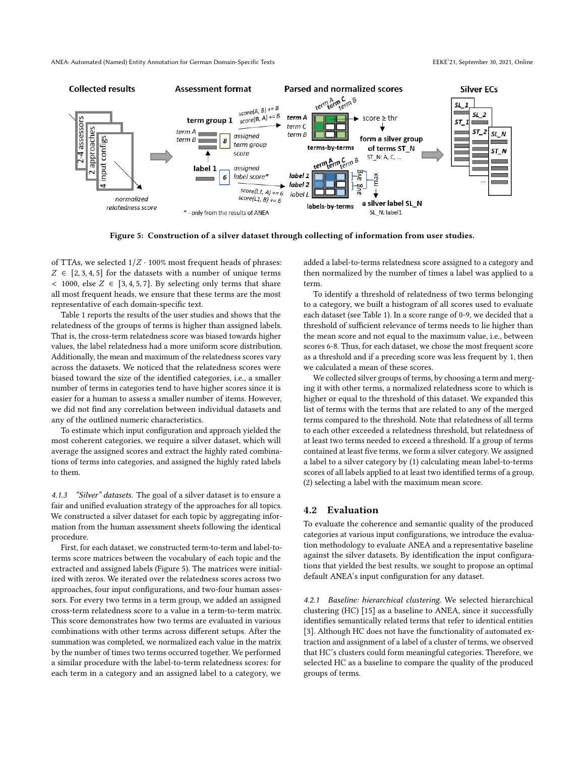Figure 5: Construction of a silver dataset through collecting of information from user studies.

of TTAs, we selected $1/Z \cdot 100\%$ most frequent heads of phrases: $Z \in [2, 3, 4, 5]$ for the datasets with a number of unique terms $< 1000$, else $Z \in [3, 4, 5, 7]$. By selecting only terms that share all most frequent heads, we ensure that these terms are the most representative of each domain-specific text.

Table 1 reports the results of the user studies and shows that the relatedness of the groups of terms is higher than assigned labels. That is, the cross-term relatedness score was biased towards higher values, the label relatedness had a more uniform score distribution. Additionally, the mean and maximum of the relatedness scores vary across the datasets. We noticed that the relatedness scores were biased toward the size of the identified categories, i.e., a smaller number of terms in categories tend to have higher scores since it is easier for a human to assess a smaller number of items. However, we did not find any correlation between individual datasets and any of the outlined numeric characteristics.

To estimate which input configuration and approach yielded the most coherent categories, we require a silver dataset, which will average the assigned scores and extract the highly rated combinations of terms into categories, and assigned the highly rated labels to them.

#### 4.1.3 "Silver" datasets.

The goal of a silver dataset is to ensure a fair and unified evaluation strategy of the approaches for all topics. We constructed a silver dataset for each topic by aggregating information from the human assessment sheets following the identical procedure.

First, for each dataset, we constructed term-to-term and label-to-terms score matrices between the vocabulary of each topic and the extracted and assigned labels (Figure 5). The matrices were initialized with zeros. We iterated over the relatedness scores across two approaches, four input configurations, and two-four human assessors. For every two terms in a term group, we added an assigned cross-term relatedness score to a value in a term-to-term matrix. This score demonstrates how two terms are evaluated in various combinations with other terms across different setups. After the summation was completed, we normalized each value in the matrix by the number of times two terms occurred together. We performed a similar procedure with the label-to-term relatedness scores: for each term in a category and an assigned label to a category, we added a label-to-terms relatedness score assigned to a category and then normalized by the number of times a label was applied to a term.

To identify a threshold of relatedness of two terms belonging to a category, we built a histogram of all scores used to evaluate each dataset (see Table 1). In a score range of 0-9, we decided that a threshold of sufficient relevance of terms needs to lie higher than the mean score and not equal to the maximum value, i.e., between scores 6-8. Thus, for each dataset, we chose the most frequent score as a threshold and if a preceding score was less frequent by 1, then we calculated a mean of these scores.

We collected silver groups of terms, by choosing a term and merging it with other terms, a normalized relatedness score to which is higher or equal to the threshold of this dataset. We expanded this list of terms with the terms that are related to any of the merged terms compared to the threshold. Note that relatedness of all terms to each other exceeded a relatedness threshold, but relatedness of at least two terms needed to exceed a threshold. If a group of terms contained at least five terms, we form a silver category. We assigned a label to a silver category by (1) calculating mean label-to-terms scores of all labels applied to at least two identified terms of a group, (2) selecting a label with the maximum mean score.

## 4.2 Evaluation

To evaluate the coherence and semantic quality of the produced categories at various input configurations, we introduce the evaluation methodology to evaluate ANEA and a representative baseline against the silver datasets. By identification of the input configurations that yielded the best results, we sought to propose an optimal default ANEA's input configuration for any dataset.

#### 4.2.1 Baseline: hierarchical clustering.

We selected hierarchical clustering (HC) [15] as a baseline to ANEA, since it successfully identifies semantically related terms that refer to identical entities [3]. Although HC does not have the functionality of automated extraction and assignment of a label of a cluster of terms, we observed that HC's clusters could form meaningful categories. Therefore, we selected HC as a baseline to compare the quality of the produced groups of terms.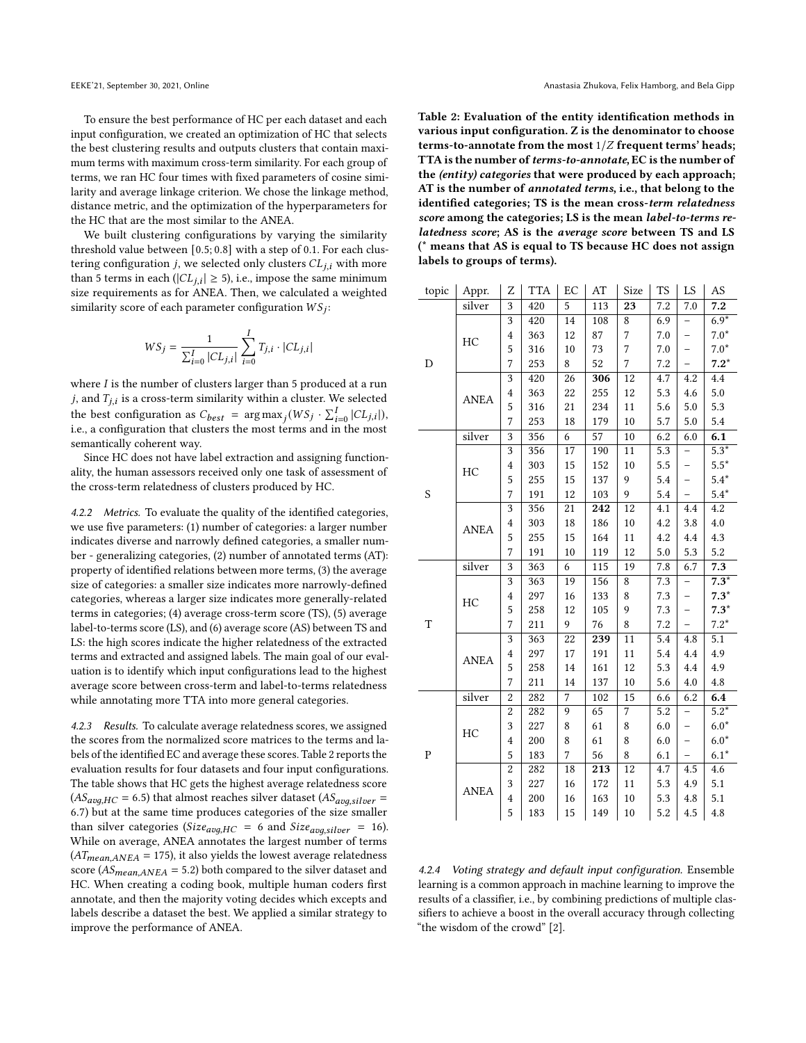To ensure the best performance of HC per each dataset and each input configuration, we created an optimization of HC that selects the best clustering results and outputs clusters that contain maximum terms with maximum cross-term similarity. For each group of terms, we ran HC four times with fixed parameters of cosine similarity and average linkage criterion. We chose the linkage method, distance metric, and the optimization of the hyperparameters for the HC that are the most similar to the ANEA.

We built clustering configurations by varying the similarity threshold value between [0.5; 0.8] with a step of 0.1. For each clustering configuration $j$, we selected only clusters $CL_{j,i}$ with more than 5 terms in each ($|CL_{j,i}| \geq 5$), i.e., impose the same minimum size requirements as for ANEA. Then, we calculated a weighted similarity score of each parameter configuration $WS_j$:

$$WS_j = \frac{1}{\sum_{i=0}^{I} |CL_{j,i}|} \sum_{i=0}^{I} T_{j,i} \cdot |CL_{j,i}|$$

where $I$ is the number of clusters larger than 5 produced at a run $j$, and $T_{j,i}$ is a cross-term similarity within a cluster. We selected the best configuration as $C_{best} = \arg\max_j (WS_j \cdot \sum_{i=0}^{I} |CL_{j,i}|)$, i.e., a configuration that clusters the most terms and in the most semantically coherent way.

Since HC does not have label extraction and assigning functionality, the human assessors received only one task of assessment of the cross-term relatedness of clusters produced by HC.

#### 4.2.2 Metrics.

To evaluate the quality of the identified categories, we use five parameters: (1) number of categories: a larger number indicates diverse and narrowly defined categories, a smaller number - generalizing categories, (2) number of annotated terms (AT): property of identified relations between more terms, (3) the average size of categories: a smaller size indicates more narrowly-defined categories, whereas a larger size indicates more generally-related terms in categories; (4) average cross-term score (TS), (5) average label-to-terms score (LS), and (6) average score (AS) between TS and LS: the high scores indicate the higher relatedness of the extracted terms and extracted and assigned labels. The main goal of our evaluation is to identify which input configurations lead to the highest average score between cross-term and label-to-terms relatedness while annotating more TTA into more general categories.

#### 4.2.3 Results.

To calculate average relatedness scores, we assigned the scores from the normalized score matrices to the terms and labels of the identified EC and average these scores. Table 2 reports the evaluation results for four datasets and four input configurations. The table shows that HC gets the highest average relatedness score ($AS_{avg,HC} = 6.5$) that almost reaches silver dataset ($AS_{avg,silver} = 6.7$) but at the same time produces categories of the size smaller than silver categories ($Size_{avg,HC} = 6$ and $Size_{avg,silver} = 16$). While on average, ANEA annotates the largest number of terms ($AT_{mean,ANEA} = 175$), it also yields the lowest average relatedness score ($AS_{mean,ANEA} = 5.2$) both compared to the silver dataset and HC. When creating a coding book, multiple human coders first annotate, and then the majority voting decides which excepts and labels describe a dataset the best. We applied a similar strategy to improve the performance of ANEA.

**Table 2: Evaluation of the entity identification methods in various input configuration. Z is the denominator to choose terms-to-annotate from the most $1/Z$ frequent terms' heads; TTA is the number of *terms-to-annotate*, EC is the number of the *(entity) categories* that were produced by each approach; AT is the number of *annotated terms*, i.e., that belong to the identified categories; TS is the mean cross-*term relatedness score* among the categories; LS is the mean *label-to-terms relatedness score*; AS is the *average score* between TS and LS (* means that AS is equal to TS because HC does not assign labels to groups of terms).**

| topic | Appr. | Z | TTA | EC | AT | Size | TS | LS | AS |
|---|---|---|---|---|---|---|---|---|---|
| D | silver | 3 | 420 | 5 | 113 | **23** | 7.2 | 7.0 | **7.2** |
| | HC | 3 | 420 | 14 | 108 | 8 | 6.9 | – | 6.9* |
| | | 4 | 363 | 12 | 87 | 7 | 7.0 | – | 7.0* |
| | | 5 | 316 | 10 | 73 | 7 | 7.0 | – | 7.0* |
| | | 7 | 253 | 8 | 52 | 7 | 7.2 | – | **7.2*** |
| | ANEA | 3 | 420 | 26 | **306** | 12 | 4.7 | 4.2 | 4.4 |
| | | 4 | 363 | 22 | 255 | 12 | 5.3 | 4.6 | 5.0 |
| | | 5 | 316 | 21 | 234 | 11 | 5.6 | 5.0 | 5.3 |
| | | 7 | 253 | 18 | 179 | 10 | 5.7 | 5.0 | 5.4 |
| S | silver | 3 | 356 | 6 | 57 | 10 | 6.2 | 6.0 | **6.1** |
| | HC | 3 | 356 | 17 | 190 | 11 | 5.3 | – | 5.3* |
| | | 4 | 303 | 15 | 152 | 10 | 5.5 | – | 5.5* |
| | | 5 | 255 | 15 | 137 | 9 | 5.4 | – | 5.4* |
| | | 7 | 191 | 12 | 103 | 9 | 5.4 | – | 5.4* |
| | ANEA | 3 | 356 | 21 | **242** | 12 | 4.1 | 4.4 | 4.2 |
| | | 4 | 303 | 18 | 186 | 10 | 4.2 | 3.8 | 4.0 |
| | | 5 | 255 | 15 | 164 | 11 | 4.2 | 4.4 | 4.3 |
| | | 7 | 191 | 10 | 119 | 12 | 5.0 | 5.3 | 5.2 |
| T | silver | 3 | 363 | 6 | 115 | 19 | 7.8 | 6.7 | **7.3** |
| | HC | 3 | 363 | 19 | 156 | 8 | 7.3 | – | **7.3*** |
| | | 4 | 297 | 16 | 133 | 8 | 7.3 | – | **7.3*** |
| | | 5 | 258 | 12 | 105 | 9 | 7.3 | – | **7.3*** |
| | | 7 | 211 | 9 | 76 | 8 | 7.2 | – | 7.2* |
| | ANEA | 3 | 363 | 22 | **239** | 11 | 5.4 | 4.8 | 5.1 |
| | | 4 | 297 | 17 | 191 | 11 | 5.4 | 4.4 | 4.9 |
| | | 5 | 258 | 14 | 161 | 12 | 5.3 | 4.4 | 4.9 |
| | | 7 | 211 | 14 | 137 | 10 | 5.6 | 4.0 | 4.8 |
| P | silver | 2 | 282 | 7 | 102 | 15 | 6.6 | 6.2 | **6.4** |
| | HC | 2 | 282 | 9 | 65 | 7 | 5.2 | – | 5.2* |
| | | 3 | 227 | 8 | 61 | 8 | 6.0 | – | 6.0* |
| | | 4 | 200 | 8 | 61 | 8 | 6.0 | – | 6.0* |
| | | 5 | 183 | 7 | 56 | 8 | 6.1 | – | 6.1* |
| | ANEA | 2 | 282 | 18 | **213** | 12 | 4.7 | 4.5 | 4.6 |
| | | 3 | 227 | 16 | 172 | 11 | 5.3 | 4.9 | 5.1 |
| | | 4 | 200 | 16 | 163 | 10 | 5.3 | 4.8 | 5.1 |
| | | 5 | 183 | 15 | 149 | 10 | 5.2 | 4.5 | 4.8 |

#### 4.2.4 Voting strategy and default input configuration.

Ensemble learning is a common approach in machine learning to improve the results of a classifier, i.e., by combining predictions of multiple classifiers to achieve a boost in the overall accuracy through collecting "the wisdom of the crowd" [2].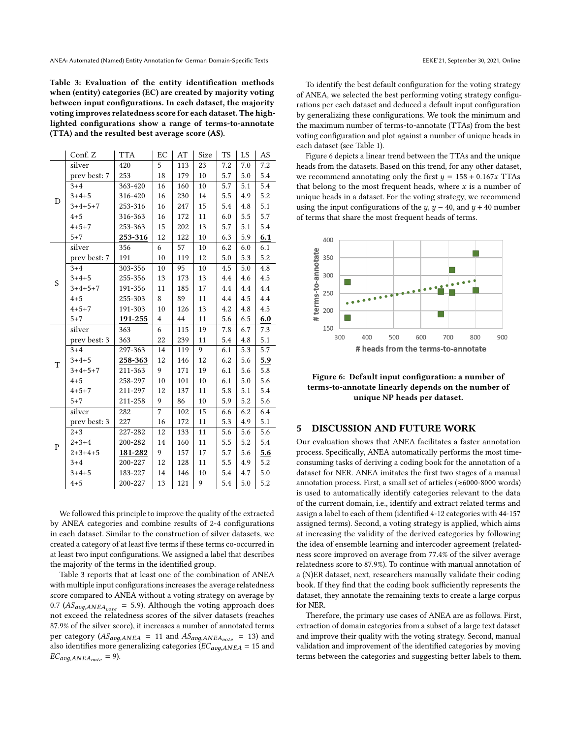**Table 3: Evaluation of the entity identification methods when (entity) categories (EC) are created by majority voting between input configurations. In each dataset, the majority voting improves relatedness score for each dataset. The highlighted configurations show a range of terms-to-annotate (TTA) and the resulted best average score (AS).**

| | Conf. Z | TTA | EC | AT | Size | TS | LS | AS |
|---|---|---|---|---|---|---|---|---|
| D | silver | 420 | 5 | 113 | 23 | 7.2 | 7.0 | 7.2 |
| | prev best: 7 | 253 | 18 | 179 | 10 | 5.7 | 5.0 | 5.4 |
| | 3+4 | 363-420 | 16 | 160 | 10 | 5.7 | 5.1 | 5.4 |
| | 3+4+5 | 316-420 | 16 | 230 | 14 | 5.5 | 4.9 | 5.2 |
| | 3+4+5+7 | 253-316 | 16 | 247 | 15 | 5.4 | 4.8 | 5.1 |
| | 4+5 | 316-363 | 16 | 172 | 11 | 6.0 | 5.5 | 5.7 |
| | 4+5+7 | 253-363 | 15 | 202 | 13 | 5.7 | 5.1 | 5.4 |
| | 5+7 | **253-316** | 12 | 122 | 10 | 6.3 | 5.9 | **6.1** |
| S | silver | 356 | 6 | 57 | 10 | 6.2 | 6.0 | 6.1 |
| | prev best: 7 | 191 | 10 | 119 | 12 | 5.0 | 5.3 | 5.2 |
| | 3+4 | 303-356 | 10 | 95 | 10 | 4.5 | 5.0 | 4.8 |
| | 3+4+5 | 255-356 | 13 | 173 | 13 | 4.4 | 4.6 | 4.5 |
| | 3+4+5+7 | 191-356 | 11 | 185 | 17 | 4.4 | 4.4 | 4.4 |
| | 4+5 | 255-303 | 8 | 89 | 11 | 4.4 | 4.5 | 4.4 |
| | 4+5+7 | 191-303 | 10 | 126 | 13 | 4.2 | 4.8 | 4.5 |
| | 5+7 | **191-255** | 4 | 44 | 11 | 5.6 | 6.5 | **6.0** |
| T | silver | 363 | 6 | 115 | 19 | 7.8 | 6.7 | 7.3 |
| | prev best: 3 | 363 | 22 | 239 | 11 | 5.4 | 4.8 | 5.1 |
| | 3+4 | 297-363 | 14 | 119 | 9 | 6.1 | 5.3 | 5.7 |
| | 3+4+5 | **258-363** | 12 | 146 | 12 | 6.2 | 5.6 | **5.9** |
| | 3+4+5+7 | 211-363 | 9 | 171 | 19 | 6.1 | 5.6 | 5.8 |
| | 4+5 | 258-297 | 10 | 101 | 10 | 6.1 | 5.0 | 5.6 |
| | 4+5+7 | 211-297 | 12 | 137 | 11 | 5.8 | 5.1 | 5.4 |
| | 5+7 | 211-258 | 9 | 86 | 10 | 5.9 | 5.2 | 5.6 |
| P | silver | 282 | 7 | 102 | 15 | 6.6 | 6.2 | 6.4 |
| | prev best: 3 | 227 | 16 | 172 | 11 | 5.3 | 4.9 | 5.1 |
| | 2+3 | 227-282 | 12 | 133 | 11 | 5.6 | 5.6 | 5.6 |
| | 2+3+4 | 200-282 | 14 | 160 | 11 | 5.5 | 5.2 | 5.4 |
| | 2+3+4+5 | **181-282** | 9 | 157 | 17 | 5.7 | 5.6 | **5.6** |
| | 3+4 | 200-227 | 12 | 128 | 11 | 5.5 | 4.9 | 5.2 |
| | 3+4+5 | 183-227 | 14 | 146 | 10 | 5.4 | 4.7 | 5.0 |
| | 4+5 | 200-227 | 13 | 121 | 9 | 5.4 | 5.0 | 5.2 |

We followed this principle to improve the quality of the extracted by ANEA categories and combine results of 2-4 configurations in each dataset. Similar to the construction of silver datasets, we created a category of at least five terms if these terms co-occurred in at least two input configurations. We assigned a label that describes the majority of the terms in the identified group.

Table 3 reports that at least one of the combination of ANEA with multiple input configurations increases the average relatedness score compared to ANEA without a voting strategy on average by 0.7 ($AS_{avg,ANEA_{vote}} = 5.9$). Although the voting approach does not exceed the relatedness scores of the silver datasets (reaches 87.9% of the silver score), it increases a number of annotated terms per category ($AS_{avg,ANEA} = 11$ and $AS_{avg,ANEA_{vote}} = 13$) and also identifies more generalizing categories ($EC_{avg,ANEA} = 15$ and $EC_{avg,ANEA_{vote}} = 9$).

To identify the best default configuration for the voting strategy of ANEA, we selected the best performing voting strategy configurations per each dataset and deduced a default input configuration by generalizing these configurations. We took the minimum and the maximum number of terms-to-annotate (TTAs) from the best voting configuration and plot against a number of unique heads in each dataset (see Table 1).

Figure 6 depicts a linear trend between the TTAs and the unique heads from the datasets. Based on this trend, for any other dataset, we recommend annotating only the first $y = 158 + 0.167x$ TTAs that belong to the most frequent heads, where $x$ is a number of unique heads in a dataset. For the voting strategy, we recommend using the input configurations of the $y$, $y - 40$, and $y + 40$ number of terms that share the most frequent heads of terms.

**Figure 6: Default input configuration: a number of terms-to-annotate linearly depends on the number of unique NP heads per dataset.**

## 5 DISCUSSION AND FUTURE WORK

Our evaluation shows that ANEA facilitates a faster annotation process. Specifically, ANEA automatically performs the most time-consuming tasks of deriving a coding book for the annotation of a dataset for NER. ANEA imitates the first two stages of a manual annotation process. First, a small set of articles (≈6000-8000 words) is used to automatically identify categories relevant to the data of the current domain, i.e., identify and extract related terms and assign a label to each of them (identified 4-12 categories with 44-157 assigned terms). Second, a voting strategy is applied, which aims at increasing the validity of the derived categories by following the idea of ensemble learning and intercoder agreement (relatedness score improved on average from 77.4% of the silver average relatedness score to 87.9%). To continue with manual annotation of a (N)ER dataset, next, researchers manually validate their coding book. If they find that the coding book sufficiently represents the dataset, they annotate the remaining texts to create a large corpus for NER.

Therefore, the primary use cases of ANEA are as follows. First, extraction of domain categories from a subset of a large text dataset and improve their quality with the voting strategy. Second, manual validation and improvement of the identified categories by moving terms between the categories and suggesting better labels to them.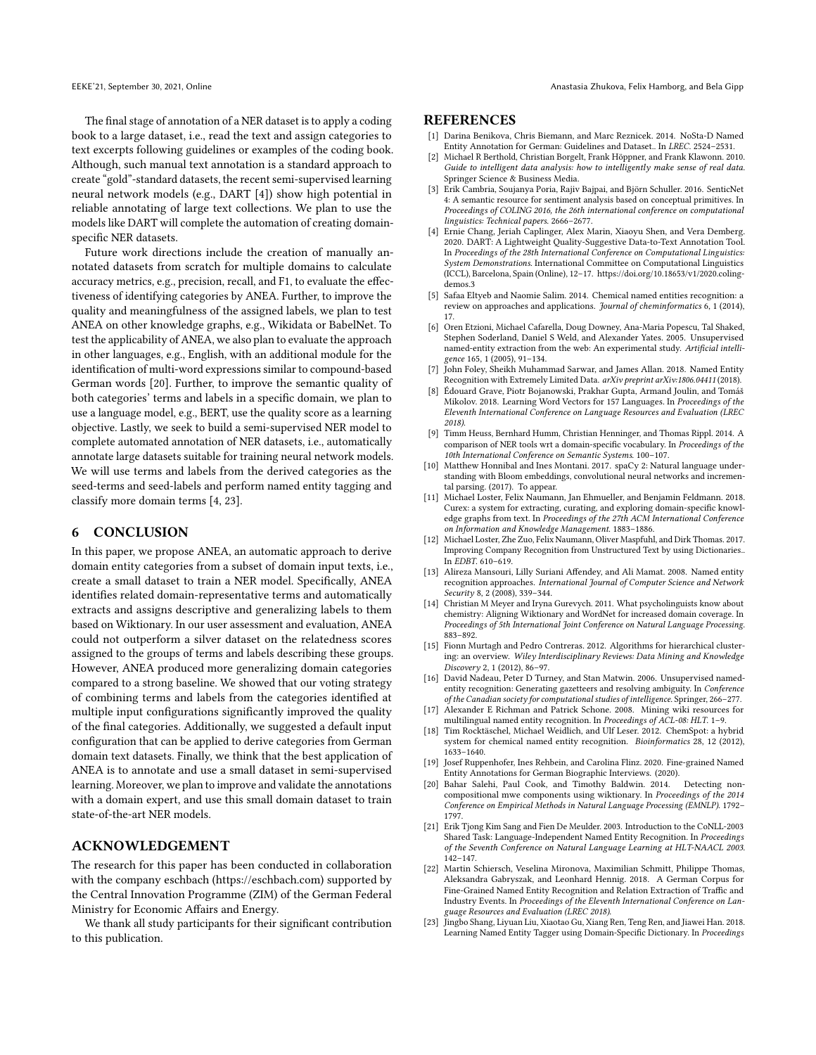The final stage of annotation of a NER dataset is to apply a coding book to a large dataset, i.e., read the text and assign categories to text excerpts following guidelines or examples of the coding book. Although, such manual text annotation is a standard approach to create "gold"-standard datasets, the recent semi-supervised learning neural network models (e.g., DART [4]) show high potential in reliable annotating of large text collections. We plan to use the models like DART will complete the automation of creating domain-specific NER datasets.

Future work directions include the creation of manually annotated datasets from scratch for multiple domains to calculate accuracy metrics, e.g., precision, recall, and F1, to evaluate the effectiveness of identifying categories by ANEA. Further, to improve the quality and meaningfulness of the assigned labels, we plan to test ANEA on other knowledge graphs, e.g., Wikidata or BabelNet. To test the applicability of ANEA, we also plan to evaluate the approach in other languages, e.g., English, with an additional module for the identification of multi-word expressions similar to compound-based German words [20]. Further, to improve the semantic quality of both categories' terms and labels in a specific domain, we plan to use a language model, e.g., BERT, use the quality score as a learning objective. Lastly, we seek to build a semi-supervised NER model to complete automated annotation of NER datasets, i.e., automatically annotate large datasets suitable for training neural network models. We will use terms and labels from the derived categories as the seed-terms and seed-labels and perform named entity tagging and classify more domain terms [4, 23].

## 6 CONCLUSION

In this paper, we propose ANEA, an automatic approach to derive domain entity categories from a subset of domain input texts, i.e., create a small dataset to train a NER model. Specifically, ANEA identifies related domain-representative terms and automatically extracts and assigns descriptive and generalizing labels to them based on Wiktionary. In our user assessment and evaluation, ANEA could not outperform a silver dataset on the relatedness scores assigned to the groups of terms and labels describing these groups. However, ANEA produced more generalizing domain categories compared to a strong baseline. We showed that our voting strategy of combining terms and labels from the categories identified at multiple input configurations significantly improved the quality of the final categories. Additionally, we suggested a default input configuration that can be applied to derive categories from German domain text datasets. Finally, we think that the best application of ANEA is to annotate and use a small dataset in semi-supervised learning. Moreover, we plan to improve and validate the annotations with a domain expert, and use this small domain dataset to train state-of-the-art NER models.

## ACKNOWLEDGEMENT

The research for this paper has been conducted in collaboration with the company eschbach (https://eschbach.com) supported by the Central Innovation Programme (ZIM) of the German Federal Ministry for Economic Affairs and Energy.

We thank all study participants for their significant contribution to this publication.

## REFERENCES

[1] Darina Benikova, Chris Biemann, and Marc Reznicek. 2014. NoSta-D Named Entity Annotation for German: Guidelines and Dataset.. In *LREC*. 2524–2531.

[2] Michael R Berthold, Christian Borgelt, Frank Höppner, and Frank Klawonn. 2010. *Guide to intelligent data analysis: how to intelligently make sense of real data.* Springer Science & Business Media.

[3] Erik Cambria, Soujanya Poria, Rajiv Bajpai, and Björn Schuller. 2016. SenticNet 4: A semantic resource for sentiment analysis based on conceptual primitives. In *Proceedings of COLING 2016, the 26th international conference on computational linguistics: Technical papers*. 2666–2677.

[4] Ernie Chang, Jeriah Caplinger, Alex Marin, Xiaoyu Shen, and Vera Demberg. 2020. DART: A Lightweight Quality-Suggestive Data-to-Text Annotation Tool. In *Proceedings of the 28th International Conference on Computational Linguistics: System Demonstrations*. International Committee on Computational Linguistics (ICCL), Barcelona, Spain (Online), 12–17. https://doi.org/10.18653/v1/2020.coling-demos.3

[5] Safaa Eltyeb and Naomie Salim. 2014. Chemical named entities recognition: a review on approaches and applications. *Journal of cheminformatics* 6, 1 (2014), 17.

[6] Oren Etzioni, Michael Cafarella, Doug Downey, Ana-Maria Popescu, Tal Shaked, Stephen Soderland, Daniel S Weld, and Alexander Yates. 2005. Unsupervised named-entity extraction from the web: An experimental study. *Artificial intelligence* 165, 1 (2005), 91–134.

[7] John Foley, Sheikh Muhammad Sarwar, and James Allan. 2018. Named Entity Recognition with Extremely Limited Data. *arXiv preprint arXiv:1806.04411* (2018).

[8] Édouard Grave, Piotr Bojanowski, Prakhar Gupta, Armand Joulin, and Tomáš Mikolov. 2018. Learning Word Vectors for 157 Languages. In *Proceedings of the Eleventh International Conference on Language Resources and Evaluation (LREC 2018)*.

[9] Timm Heuss, Bernhard Humm, Christian Henninger, and Thomas Rippl. 2014. A comparison of NER tools wrt a domain-specific vocabulary. In *Proceedings of the 10th International Conference on Semantic Systems*. 100–107.

[10] Matthew Honnibal and Ines Montani. 2017. spaCy 2: Natural language understanding with Bloom embeddings, convolutional neural networks and incremental parsing. (2017). To appear.

[11] Michael Loster, Felix Naumann, Jan Ehmueller, and Benjamin Feldmann. 2018. Curex: a system for extracting, curating, and exploring domain-specific knowledge graphs from text. In *Proceedings of the 27th ACM International Conference on Information and Knowledge Management*. 1883–1886.

[12] Michael Loster, Zhe Zuo, Felix Naumann, Oliver Maspfuhl, and Dirk Thomas. 2017. Improving Company Recognition from Unstructured Text by using Dictionaries.. In *EDBT*. 610–619.

[13] Alireza Mansouri, Lilly Suriani Affendey, and Ali Mamat. 2008. Named entity recognition approaches. *International Journal of Computer Science and Network Security* 8, 2 (2008), 339–344.

[14] Christian M Meyer and Iryna Gurevych. 2011. What psycholinguists know about chemistry: Aligning Wiktionary and WordNet for increased domain coverage. In *Proceedings of 5th International Joint Conference on Natural Language Processing*. 883–892.

[15] Fionn Murtagh and Pedro Contreras. 2012. Algorithms for hierarchical clustering: an overview. *Wiley Interdisciplinary Reviews: Data Mining and Knowledge Discovery* 2, 1 (2012), 86–97.

[16] David Nadeau, Peter D Turney, and Stan Matwin. 2006. Unsupervised named-entity recognition: Generating gazetteers and resolving ambiguity. In *Conference of the Canadian society for computational studies of intelligence*. Springer, 266–277.

[17] Alexander E Richman and Patrick Schone. 2008. Mining wiki resources for multilingual named entity recognition. In *Proceedings of ACL-08: HLT*. 1–9.

[18] Tim Rocktäschel, Michael Weidlich, and Ulf Leser. 2012. ChemSpot: a hybrid system for chemical named entity recognition. *Bioinformatics* 28, 12 (2012), 1633–1640.

[19] Josef Ruppenhofer, Ines Rehbein, and Carolina Flinz. 2020. Fine-grained Named Entity Annotations for German Biographic Interviews. (2020).

[20] Bahar Salehi, Paul Cook, and Timothy Baldwin. 2014. Detecting non-compositional mwe components using wiktionary. In *Proceedings of the 2014 Conference on Empirical Methods in Natural Language Processing (EMNLP)*. 1792–1797.

[21] Erik Tjong Kim Sang and Fien De Meulder. 2003. Introduction to the CoNLL-2003 Shared Task: Language-Independent Named Entity Recognition. In *Proceedings of the Seventh Conference on Natural Language Learning at HLT-NAACL 2003*. 142–147.

[22] Martin Schiersch, Veselina Mironova, Maximilian Schmitt, Philippe Thomas, Aleksandra Gabryszak, and Leonhard Hennig. 2018. A German Corpus for Fine-Grained Named Entity Recognition and Relation Extraction of Traffic and Industry Events. In *Proceedings of the Eleventh International Conference on Language Resources and Evaluation (LREC 2018)*.

[23] Jingbo Shang, Liyuan Liu, Xiaotao Gu, Xiang Ren, Teng Ren, and Jiawei Han. 2018. Learning Named Entity Tagger using Domain-Specific Dictionary. In *Proceedings*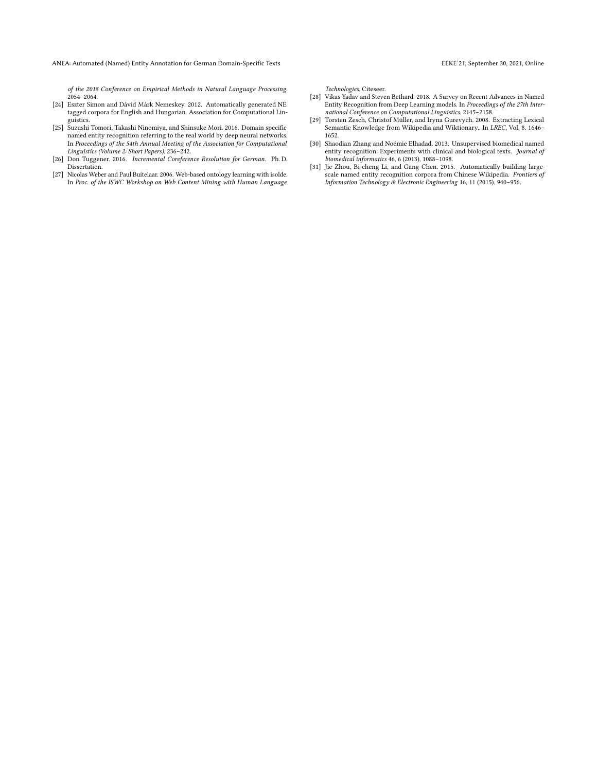*of the 2018 Conference on Empirical Methods in Natural Language Processing*. 2054–2064.

[24] Eszter Simon and Dávid Márk Nemeskey. 2012. Automatically generated NE tagged corpora for English and Hungarian. Association for Computational Linguistics.

[25] Suzushi Tomori, Takashi Ninomiya, and Shinsuke Mori. 2016. Domain specific named entity recognition referring to the real world by deep neural networks. In *Proceedings of the 54th Annual Meeting of the Association for Computational Linguistics (Volume 2: Short Papers)*. 236–242.

[26] Don Tuggener. 2016. *Incremental Coreference Resolution for German*. Ph. D. Dissertation.

[27] Nicolas Weber and Paul Buitelaar. 2006. Web-based ontology learning with isolde. In *Proc. of the ISWC Workshop on Web Content Mining with Human Language Technologies*. Citeseer.

[28] Vikas Yadav and Steven Bethard. 2018. A Survey on Recent Advances in Named Entity Recognition from Deep Learning models. In *Proceedings of the 27th International Conference on Computational Linguistics*. 2145–2158.

[29] Torsten Zesch, Christof Müller, and Iryna Gurevych. 2008. Extracting Lexical Semantic Knowledge from Wikipedia and Wiktionary.. In *LREC*, Vol. 8. 1646–1652.

[30] Shaodian Zhang and Noémie Elhadad. 2013. Unsupervised biomedical named entity recognition: Experiments with clinical and biological texts. *Journal of biomedical informatics* 46, 6 (2013), 1088–1098.

[31] Jie Zhou, Bi-cheng Li, and Gang Chen. 2015. Automatically building large-scale named entity recognition corpora from Chinese Wikipedia. *Frontiers of Information Technology & Electronic Engineering* 16, 11 (2015), 940–956.